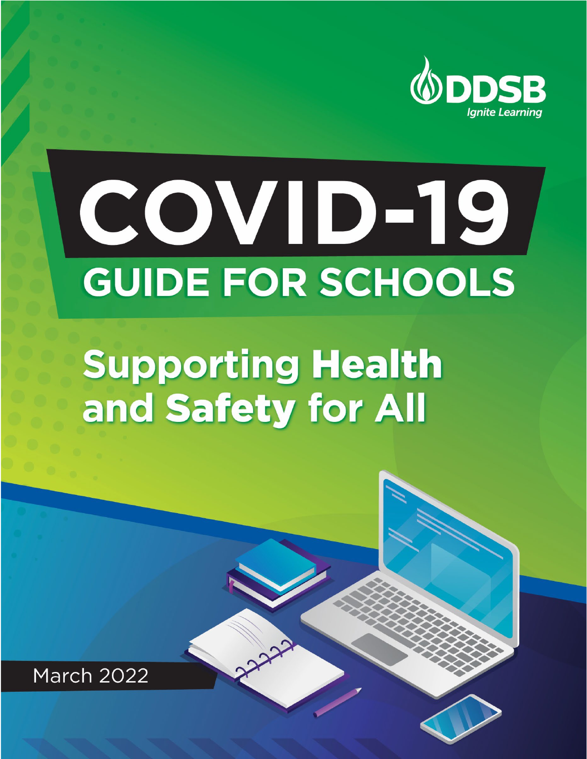DDSB

*Ignite Learning*

# COVID-19

## GUIDE FOR SCHOOLS

## Supporting Health and Safety for All

March 2022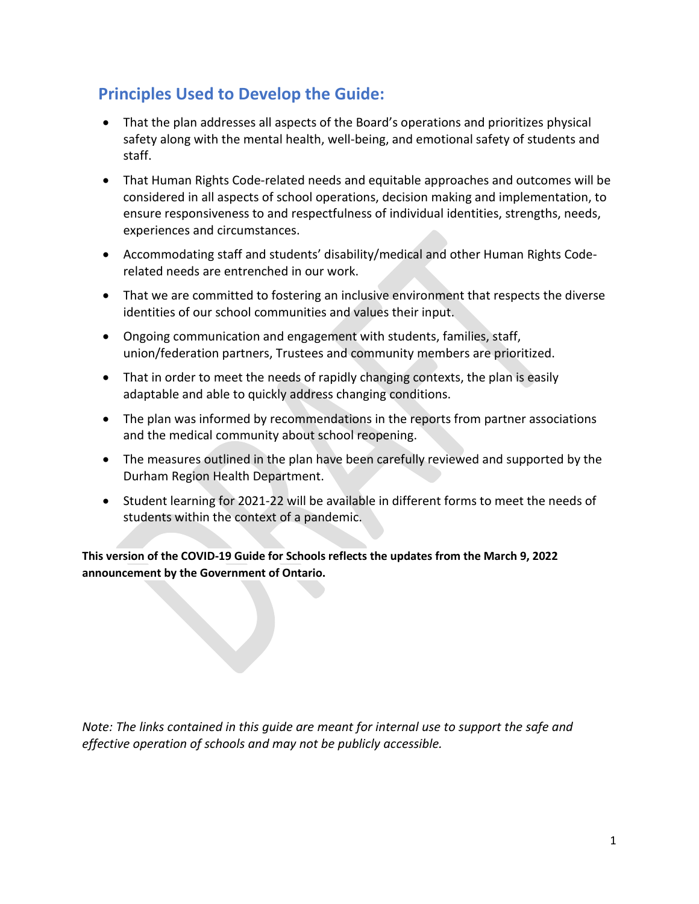## Principles Used to Develop the Guide:

- That the plan addresses all aspects of the Board's operations and prioritizes physical safety along with the mental health, well-being, and emotional safety of students and staff.
- That Human Rights Code-related needs and equitable approaches and outcomes will be considered in all aspects of school operations, decision making and implementation, to ensure responsiveness to and respectfulness of individual identities, strengths, needs, experiences and circumstances.
- Accommodating staff and students' disability/medical and other Human Rights Code-related needs are entrenched in our work.
- That we are committed to fostering an inclusive environment that respects the diverse identities of our school communities and values their input.
- Ongoing communication and engagement with students, families, staff, union/federation partners, Trustees and community members are prioritized.
- That in order to meet the needs of rapidly changing contexts, the plan is easily adaptable and able to quickly address changing conditions.
- The plan was informed by recommendations in the reports from partner associations and the medical community about school reopening.
- The measures outlined in the plan have been carefully reviewed and supported by the Durham Region Health Department.
- Student learning for 2021-22 will be available in different forms to meet the needs of students within the context of a pandemic.

**This version of the COVID-19 Guide for Schools reflects the updates from the March 9, 2022 announcement by the Government of Ontario.**

*Note: The links contained in this guide are meant for internal use to support the safe and effective operation of schools and may not be publicly accessible.*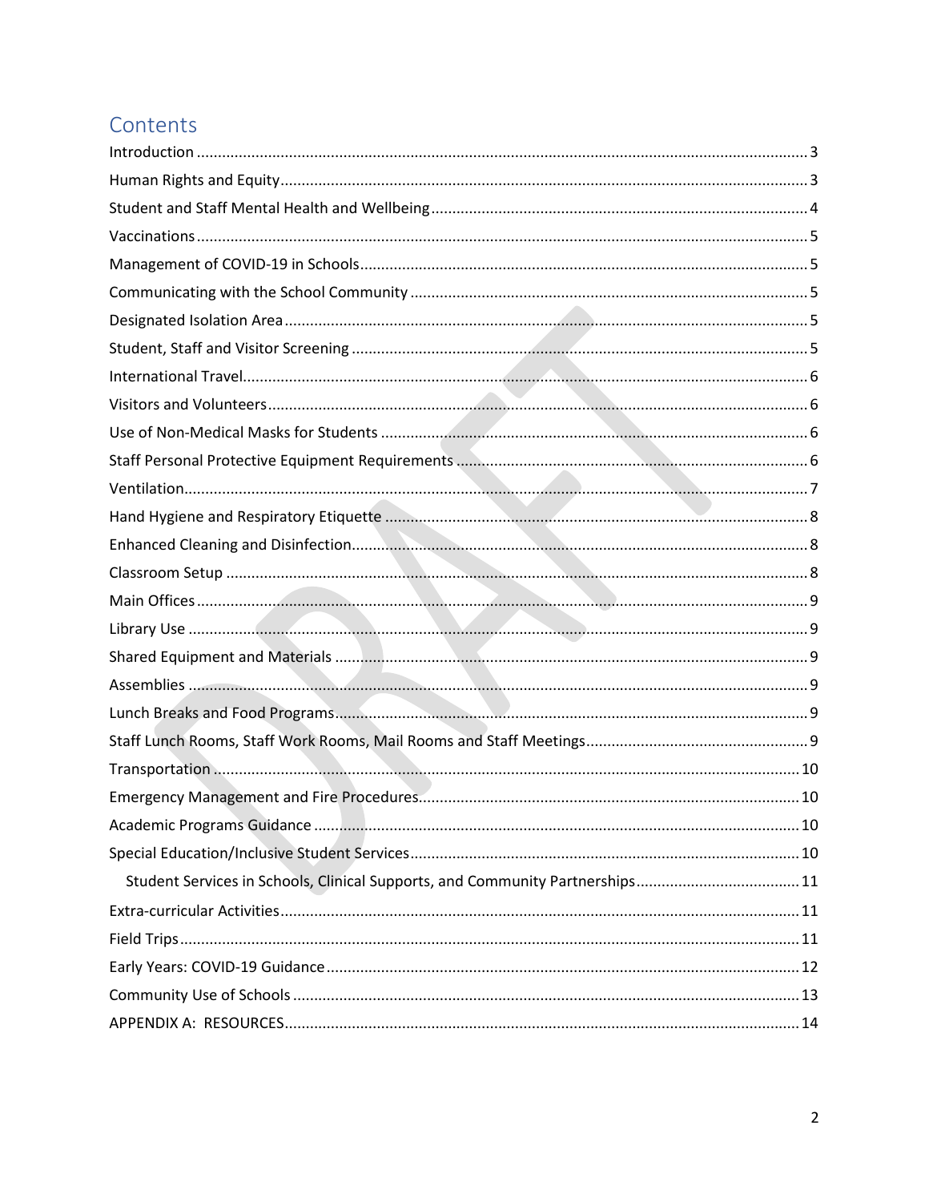# Contents

Introduction ........ 3
Human Rights and Equity ........ 3
Student and Staff Mental Health and Wellbeing ........ 4
Vaccinations ........ 5
Management of COVID-19 in Schools ........ 5
Communicating with the School Community ........ 5
Designated Isolation Area ........ 5
Student, Staff and Visitor Screening ........ 5
International Travel ........ 6
Visitors and Volunteers ........ 6
Use of Non-Medical Masks for Students ........ 6
Staff Personal Protective Equipment Requirements ........ 6
Ventilation ........ 7
Hand Hygiene and Respiratory Etiquette ........ 8
Enhanced Cleaning and Disinfection ........ 8
Classroom Setup ........ 8
Main Offices ........ 9
Library Use ........ 9
Shared Equipment and Materials ........ 9
Assemblies ........ 9
Lunch Breaks and Food Programs ........ 9
Staff Lunch Rooms, Staff Work Rooms, Mail Rooms and Staff Meetings ........ 9
Transportation ........ 10
Emergency Management and Fire Procedures ........ 10
Academic Programs Guidance ........ 10
Special Education/Inclusive Student Services ........ 10
  Student Services in Schools, Clinical Supports, and Community Partnerships ........ 11
Extra-curricular Activities ........ 11
Field Trips ........ 11
Early Years: COVID-19 Guidance ........ 12
Community Use of Schools ........ 13
APPENDIX A: RESOURCES ........ 14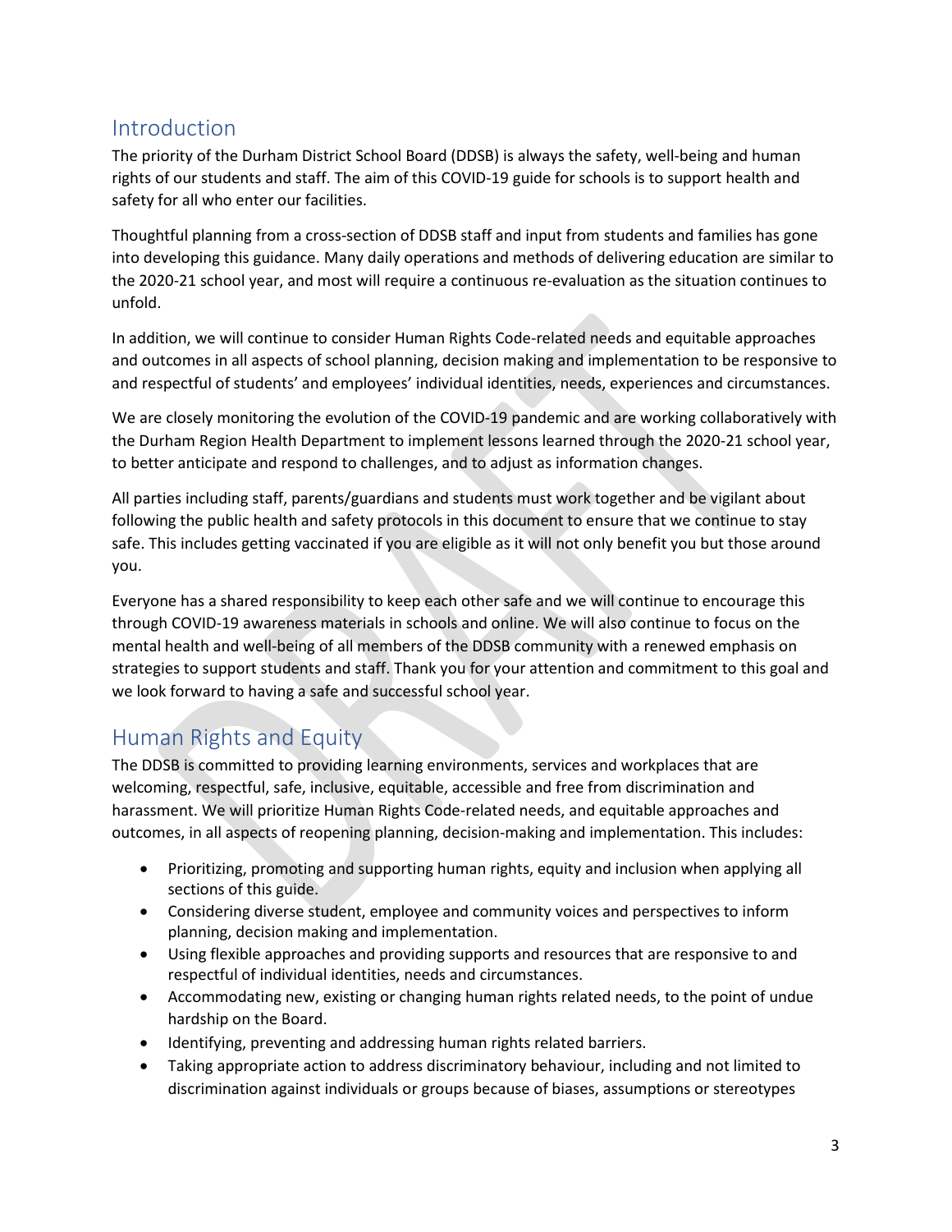## Introduction

The priority of the Durham District School Board (DDSB) is always the safety, well-being and human rights of our students and staff. The aim of this COVID-19 guide for schools is to support health and safety for all who enter our facilities.

Thoughtful planning from a cross-section of DDSB staff and input from students and families has gone into developing this guidance. Many daily operations and methods of delivering education are similar to the 2020-21 school year, and most will require a continuous re-evaluation as the situation continues to unfold.

In addition, we will continue to consider Human Rights Code-related needs and equitable approaches and outcomes in all aspects of school planning, decision making and implementation to be responsive to and respectful of students' and employees' individual identities, needs, experiences and circumstances.

We are closely monitoring the evolution of the COVID-19 pandemic and are working collaboratively with the Durham Region Health Department to implement lessons learned through the 2020-21 school year, to better anticipate and respond to challenges, and to adjust as information changes.

All parties including staff, parents/guardians and students must work together and be vigilant about following the public health and safety protocols in this document to ensure that we continue to stay safe. This includes getting vaccinated if you are eligible as it will not only benefit you but those around you.

Everyone has a shared responsibility to keep each other safe and we will continue to encourage this through COVID-19 awareness materials in schools and online. We will also continue to focus on the mental health and well-being of all members of the DDSB community with a renewed emphasis on strategies to support students and staff. Thank you for your attention and commitment to this goal and we look forward to having a safe and successful school year.

## Human Rights and Equity

The DDSB is committed to providing learning environments, services and workplaces that are welcoming, respectful, safe, inclusive, equitable, accessible and free from discrimination and harassment. We will prioritize Human Rights Code-related needs, and equitable approaches and outcomes, in all aspects of reopening planning, decision-making and implementation. This includes:

- Prioritizing, promoting and supporting human rights, equity and inclusion when applying all sections of this guide.
- Considering diverse student, employee and community voices and perspectives to inform planning, decision making and implementation.
- Using flexible approaches and providing supports and resources that are responsive to and respectful of individual identities, needs and circumstances.
- Accommodating new, existing or changing human rights related needs, to the point of undue hardship on the Board.
- Identifying, preventing and addressing human rights related barriers.
- Taking appropriate action to address discriminatory behaviour, including and not limited to discrimination against individuals or groups because of biases, assumptions or stereotypes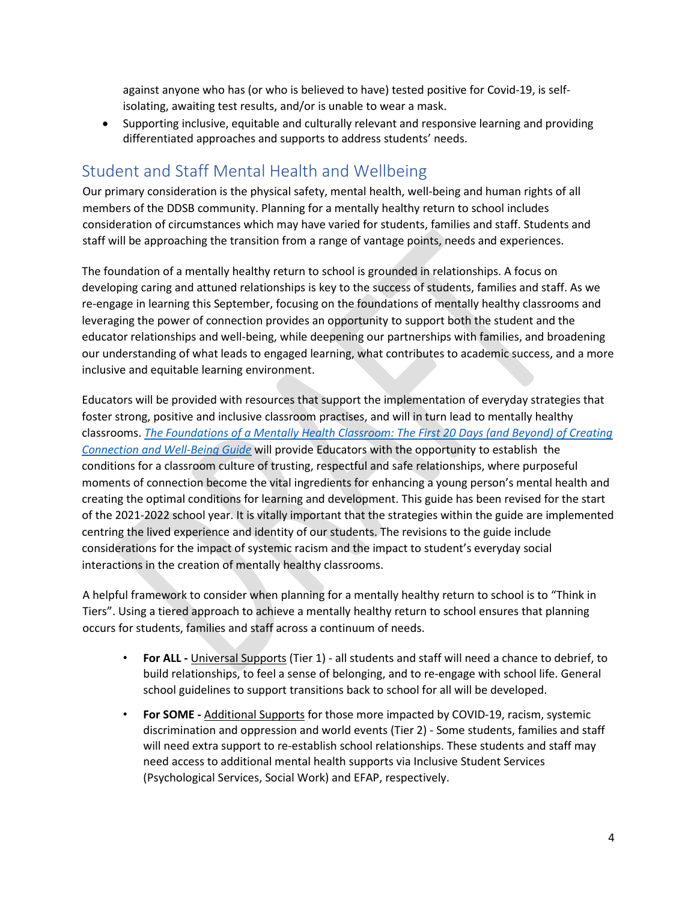against anyone who has (or who is believed to have) tested positive for Covid-19, is self-isolating, awaiting test results, and/or is unable to wear a mask.

- Supporting inclusive, equitable and culturally relevant and responsive learning and providing differentiated approaches and supports to address students' needs.

## Student and Staff Mental Health and Wellbeing

Our primary consideration is the physical safety, mental health, well-being and human rights of all members of the DDSB community. Planning for a mentally healthy return to school includes consideration of circumstances which may have varied for students, families and staff. Students and staff will be approaching the transition from a range of vantage points, needs and experiences.

The foundation of a mentally healthy return to school is grounded in relationships. A focus on developing caring and attuned relationships is key to the success of students, families and staff. As we re-engage in learning this September, focusing on the foundations of mentally healthy classrooms and leveraging the power of connection provides an opportunity to support both the student and the educator relationships and well-being, while deepening our partnerships with families, and broadening our understanding of what leads to engaged learning, what contributes to academic success, and a more inclusive and equitable learning environment.

Educators will be provided with resources that support the implementation of everyday strategies that foster strong, positive and inclusive classroom practises, and will in turn lead to mentally healthy classrooms. *The Foundations of a Mentally Health Classroom: The First 20 Days (and Beyond) of Creating Connection and Well-Being Guide* will provide Educators with the opportunity to establish the conditions for a classroom culture of trusting, respectful and safe relationships, where purposeful moments of connection become the vital ingredients for enhancing a young person's mental health and creating the optimal conditions for learning and development. This guide has been revised for the start of the 2021-2022 school year. It is vitally important that the strategies within the guide are implemented centring the lived experience and identity of our students. The revisions to the guide include considerations for the impact of systemic racism and the impact to student's everyday social interactions in the creation of mentally healthy classrooms.

A helpful framework to consider when planning for a mentally healthy return to school is to "Think in Tiers". Using a tiered approach to achieve a mentally healthy return to school ensures that planning occurs for students, families and staff across a continuum of needs.

- **For ALL -** Universal Supports (Tier 1) - all students and staff will need a chance to debrief, to build relationships, to feel a sense of belonging, and to re-engage with school life. General school guidelines to support transitions back to school for all will be developed.

- **For SOME -** Additional Supports for those more impacted by COVID-19, racism, systemic discrimination and oppression and world events (Tier 2) - Some students, families and staff will need extra support to re-establish school relationships. These students and staff may need access to additional mental health supports via Inclusive Student Services (Psychological Services, Social Work) and EFAP, respectively.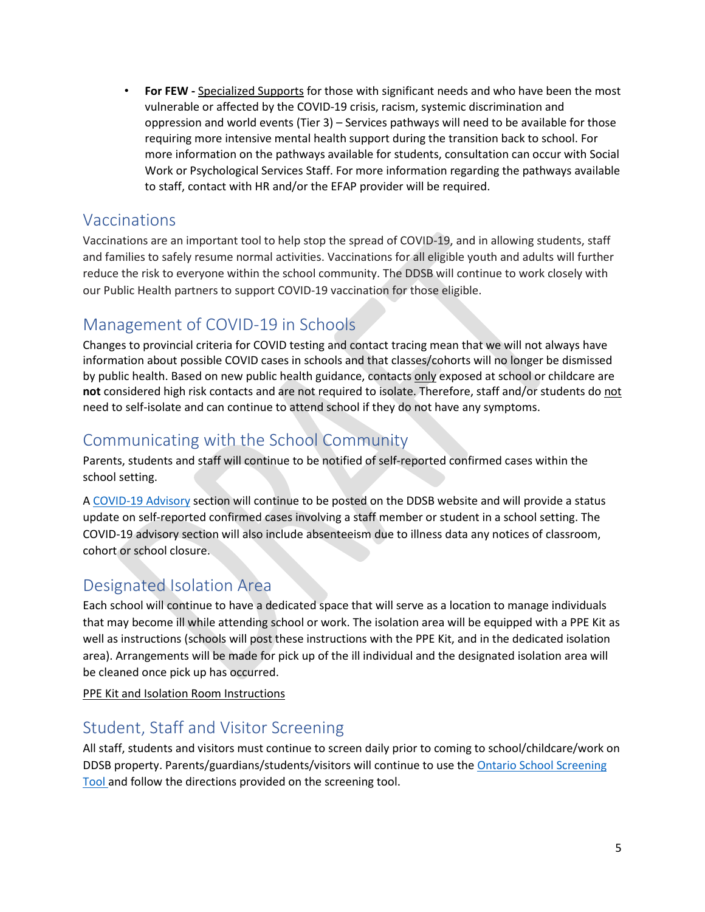- **For FEW -** Specialized Supports for those with significant needs and who have been the most vulnerable or affected by the COVID-19 crisis, racism, systemic discrimination and oppression and world events (Tier 3) – Services pathways will need to be available for those requiring more intensive mental health support during the transition back to school. For more information on the pathways available for students, consultation can occur with Social Work or Psychological Services Staff. For more information regarding the pathways available to staff, contact with HR and/or the EFAP provider will be required.

## Vaccinations

Vaccinations are an important tool to help stop the spread of COVID-19, and in allowing students, staff and families to safely resume normal activities. Vaccinations for all eligible youth and adults will further reduce the risk to everyone within the school community. The DDSB will continue to work closely with our Public Health partners to support COVID-19 vaccination for those eligible.

## Management of COVID-19 in Schools

Changes to provincial criteria for COVID testing and contact tracing mean that we will not always have information about possible COVID cases in schools and that classes/cohorts will no longer be dismissed by public health. Based on new public health guidance, contacts only exposed at school or childcare are **not** considered high risk contacts and are not required to isolate. Therefore, staff and/or students do not need to self-isolate and can continue to attend school if they do not have any symptoms.

## Communicating with the School Community

Parents, students and staff will continue to be notified of self-reported confirmed cases within the school setting.

A COVID-19 Advisory section will continue to be posted on the DDSB website and will provide a status update on self-reported confirmed cases involving a staff member or student in a school setting. The COVID-19 advisory section will also include absenteeism due to illness data any notices of classroom, cohort or school closure.

## Designated Isolation Area

Each school will continue to have a dedicated space that will serve as a location to manage individuals that may become ill while attending school or work. The isolation area will be equipped with a PPE Kit as well as instructions (schools will post these instructions with the PPE Kit, and in the dedicated isolation area). Arrangements will be made for pick up of the ill individual and the designated isolation area will be cleaned once pick up has occurred.

PPE Kit and Isolation Room Instructions

## Student, Staff and Visitor Screening

All staff, students and visitors must continue to screen daily prior to coming to school/childcare/work on DDSB property. Parents/guardians/students/visitors will continue to use the Ontario School Screening Tool and follow the directions provided on the screening tool.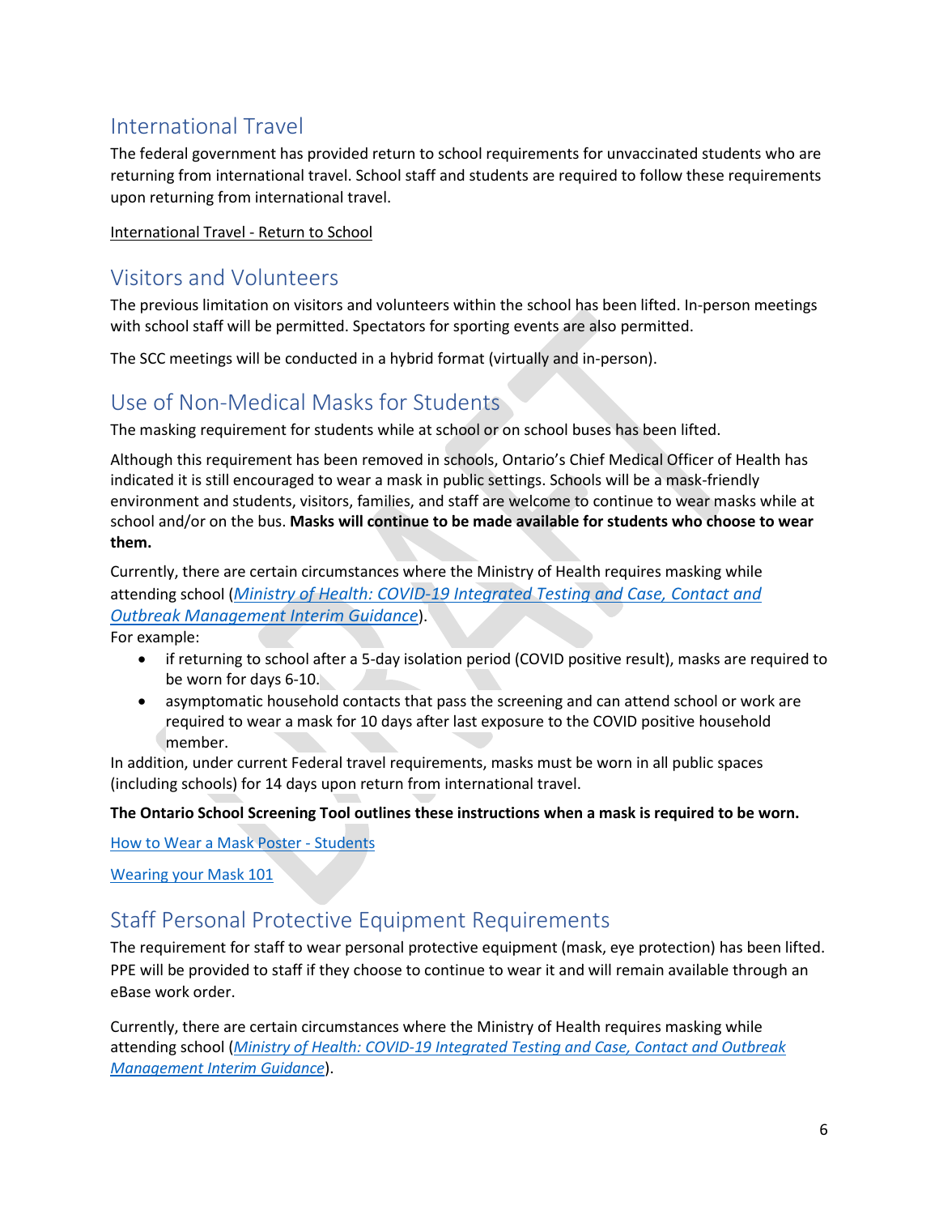## International Travel

The federal government has provided return to school requirements for unvaccinated students who are returning from international travel. School staff and students are required to follow these requirements upon returning from international travel.

International Travel - Return to School

## Visitors and Volunteers

The previous limitation on visitors and volunteers within the school has been lifted. In-person meetings with school staff will be permitted. Spectators for sporting events are also permitted.

The SCC meetings will be conducted in a hybrid format (virtually and in-person).

## Use of Non-Medical Masks for Students

The masking requirement for students while at school or on school buses has been lifted.

Although this requirement has been removed in schools, Ontario's Chief Medical Officer of Health has indicated it is still encouraged to wear a mask in public settings. Schools will be a mask-friendly environment and students, visitors, families, and staff are welcome to continue to wear masks while at school and/or on the bus. **Masks will continue to be made available for students who choose to wear them.**

Currently, there are certain circumstances where the Ministry of Health requires masking while attending school (*Ministry of Health: COVID-19 Integrated Testing and Case, Contact and Outbreak Management Interim Guidance*).

For example:

- if returning to school after a 5-day isolation period (COVID positive result), masks are required to be worn for days 6-10.
- asymptomatic household contacts that pass the screening and can attend school or work are required to wear a mask for 10 days after last exposure to the COVID positive household member.

In addition, under current Federal travel requirements, masks must be worn in all public spaces (including schools) for 14 days upon return from international travel.

**The Ontario School Screening Tool outlines these instructions when a mask is required to be worn.**

How to Wear a Mask Poster - Students

Wearing your Mask 101

## Staff Personal Protective Equipment Requirements

The requirement for staff to wear personal protective equipment (mask, eye protection) has been lifted. PPE will be provided to staff if they choose to continue to wear it and will remain available through an eBase work order.

Currently, there are certain circumstances where the Ministry of Health requires masking while attending school (*Ministry of Health: COVID-19 Integrated Testing and Case, Contact and Outbreak Management Interim Guidance*).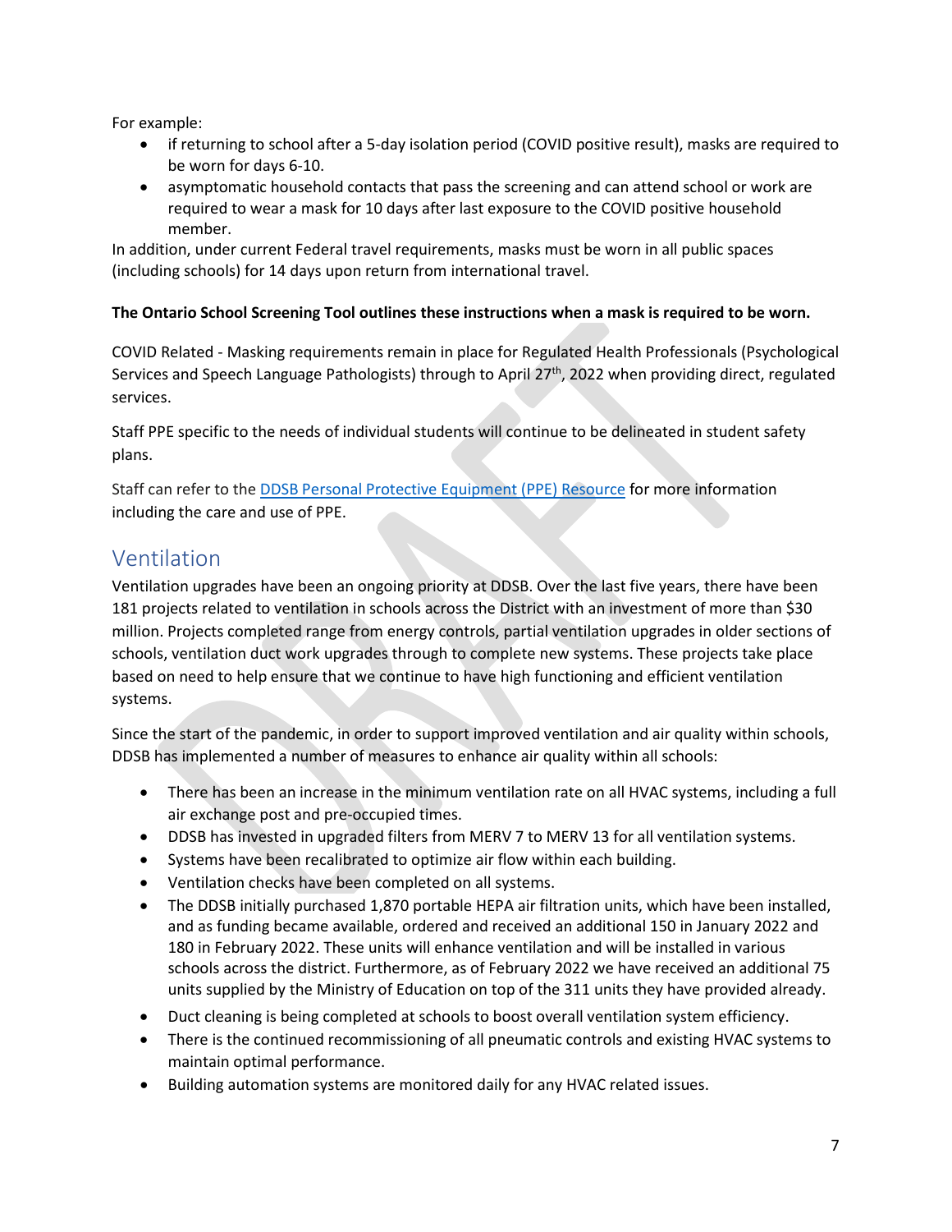For example:

- if returning to school after a 5-day isolation period (COVID positive result), masks are required to be worn for days 6-10.
- asymptomatic household contacts that pass the screening and can attend school or work are required to wear a mask for 10 days after last exposure to the COVID positive household member.

In addition, under current Federal travel requirements, masks must be worn in all public spaces (including schools) for 14 days upon return from international travel.

**The Ontario School Screening Tool outlines these instructions when a mask is required to be worn.**

COVID Related - Masking requirements remain in place for Regulated Health Professionals (Psychological Services and Speech Language Pathologists) through to April 27th, 2022 when providing direct, regulated services.

Staff PPE specific to the needs of individual students will continue to be delineated in student safety plans.

Staff can refer to the DDSB Personal Protective Equipment (PPE) Resource for more information including the care and use of PPE.

## Ventilation

Ventilation upgrades have been an ongoing priority at DDSB. Over the last five years, there have been 181 projects related to ventilation in schools across the District with an investment of more than $30 million. Projects completed range from energy controls, partial ventilation upgrades in older sections of schools, ventilation duct work upgrades through to complete new systems. These projects take place based on need to help ensure that we continue to have high functioning and efficient ventilation systems.

Since the start of the pandemic, in order to support improved ventilation and air quality within schools, DDSB has implemented a number of measures to enhance air quality within all schools:

- There has been an increase in the minimum ventilation rate on all HVAC systems, including a full air exchange post and pre-occupied times.
- DDSB has invested in upgraded filters from MERV 7 to MERV 13 for all ventilation systems.
- Systems have been recalibrated to optimize air flow within each building.
- Ventilation checks have been completed on all systems.
- The DDSB initially purchased 1,870 portable HEPA air filtration units, which have been installed, and as funding became available, ordered and received an additional 150 in January 2022 and 180 in February 2022. These units will enhance ventilation and will be installed in various schools across the district. Furthermore, as of February 2022 we have received an additional 75 units supplied by the Ministry of Education on top of the 311 units they have provided already.
- Duct cleaning is being completed at schools to boost overall ventilation system efficiency.
- There is the continued recommissioning of all pneumatic controls and existing HVAC systems to maintain optimal performance.
- Building automation systems are monitored daily for any HVAC related issues.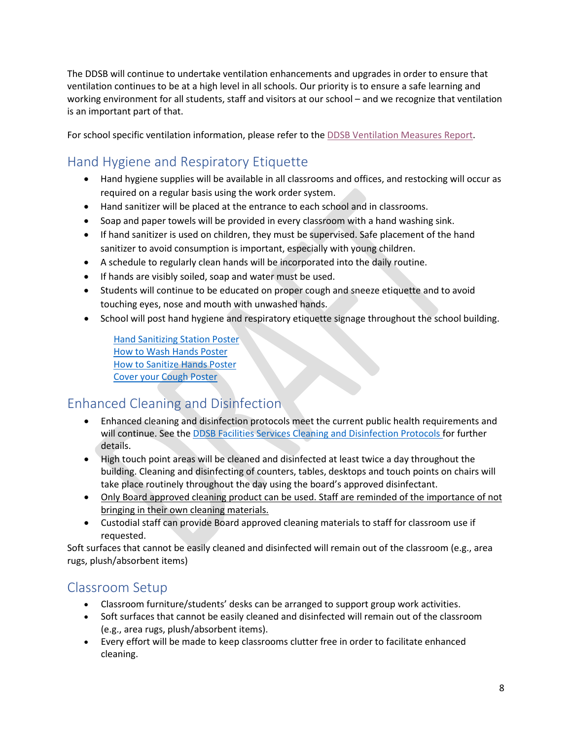The DDSB will continue to undertake ventilation enhancements and upgrades in order to ensure that ventilation continues to be at a high level in all schools. Our priority is to ensure a safe learning and working environment for all students, staff and visitors at our school – and we recognize that ventilation is an important part of that.

For school specific ventilation information, please refer to the DDSB Ventilation Measures Report.

## Hand Hygiene and Respiratory Etiquette

- Hand hygiene supplies will be available in all classrooms and offices, and restocking will occur as required on a regular basis using the work order system.
- Hand sanitizer will be placed at the entrance to each school and in classrooms.
- Soap and paper towels will be provided in every classroom with a hand washing sink.
- If hand sanitizer is used on children, they must be supervised. Safe placement of the hand sanitizer to avoid consumption is important, especially with young children.
- A schedule to regularly clean hands will be incorporated into the daily routine.
- If hands are visibly soiled, soap and water must be used.
- Students will continue to be educated on proper cough and sneeze etiquette and to avoid touching eyes, nose and mouth with unwashed hands.
- School will post hand hygiene and respiratory etiquette signage throughout the school building.

  Hand Sanitizing Station Poster
  How to Wash Hands Poster
  How to Sanitize Hands Poster
  Cover your Cough Poster

## Enhanced Cleaning and Disinfection

- Enhanced cleaning and disinfection protocols meet the current public health requirements and will continue. See the DDSB Facilities Services Cleaning and Disinfection Protocols for further details.
- High touch point areas will be cleaned and disinfected at least twice a day throughout the building. Cleaning and disinfecting of counters, tables, desktops and touch points on chairs will take place routinely throughout the day using the board's approved disinfectant.
- Only Board approved cleaning product can be used. Staff are reminded of the importance of not bringing in their own cleaning materials.
- Custodial staff can provide Board approved cleaning materials to staff for classroom use if requested.

Soft surfaces that cannot be easily cleaned and disinfected will remain out of the classroom (e.g., area rugs, plush/absorbent items)

## Classroom Setup

- Classroom furniture/students' desks can be arranged to support group work activities.
- Soft surfaces that cannot be easily cleaned and disinfected will remain out of the classroom (e.g., area rugs, plush/absorbent items).
- Every effort will be made to keep classrooms clutter free in order to facilitate enhanced cleaning.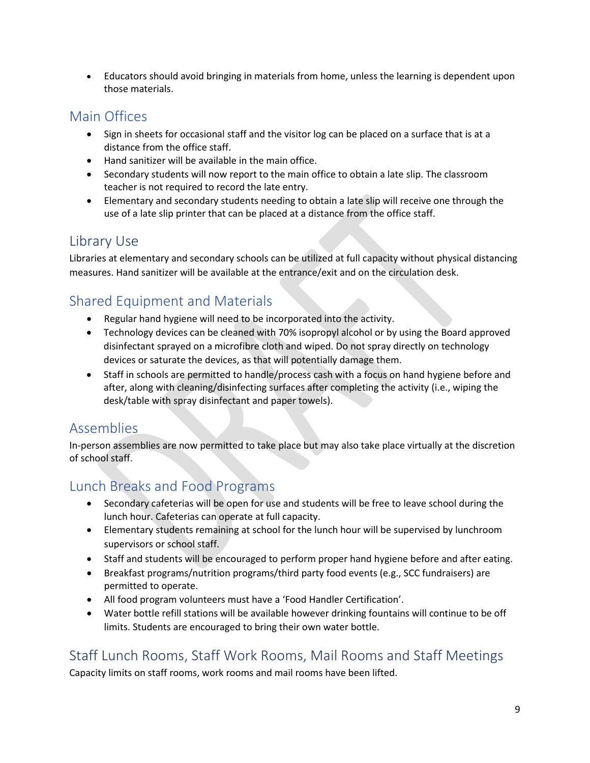- Educators should avoid bringing in materials from home, unless the learning is dependent upon those materials.

## Main Offices

- Sign in sheets for occasional staff and the visitor log can be placed on a surface that is at a distance from the office staff.
- Hand sanitizer will be available in the main office.
- Secondary students will now report to the main office to obtain a late slip. The classroom teacher is not required to record the late entry.
- Elementary and secondary students needing to obtain a late slip will receive one through the use of a late slip printer that can be placed at a distance from the office staff.

## Library Use

Libraries at elementary and secondary schools can be utilized at full capacity without physical distancing measures. Hand sanitizer will be available at the entrance/exit and on the circulation desk.

## Shared Equipment and Materials

- Regular hand hygiene will need to be incorporated into the activity.
- Technology devices can be cleaned with 70% isopropyl alcohol or by using the Board approved disinfectant sprayed on a microfibre cloth and wiped. Do not spray directly on technology devices or saturate the devices, as that will potentially damage them.
- Staff in schools are permitted to handle/process cash with a focus on hand hygiene before and after, along with cleaning/disinfecting surfaces after completing the activity (i.e., wiping the desk/table with spray disinfectant and paper towels).

## Assemblies

In-person assemblies are now permitted to take place but may also take place virtually at the discretion of school staff.

## Lunch Breaks and Food Programs

- Secondary cafeterias will be open for use and students will be free to leave school during the lunch hour. Cafeterias can operate at full capacity.
- Elementary students remaining at school for the lunch hour will be supervised by lunchroom supervisors or school staff.
- Staff and students will be encouraged to perform proper hand hygiene before and after eating.
- Breakfast programs/nutrition programs/third party food events (e.g., SCC fundraisers) are permitted to operate.
- All food program volunteers must have a 'Food Handler Certification'.
- Water bottle refill stations will be available however drinking fountains will continue to be off limits. Students are encouraged to bring their own water bottle.

## Staff Lunch Rooms, Staff Work Rooms, Mail Rooms and Staff Meetings

Capacity limits on staff rooms, work rooms and mail rooms have been lifted.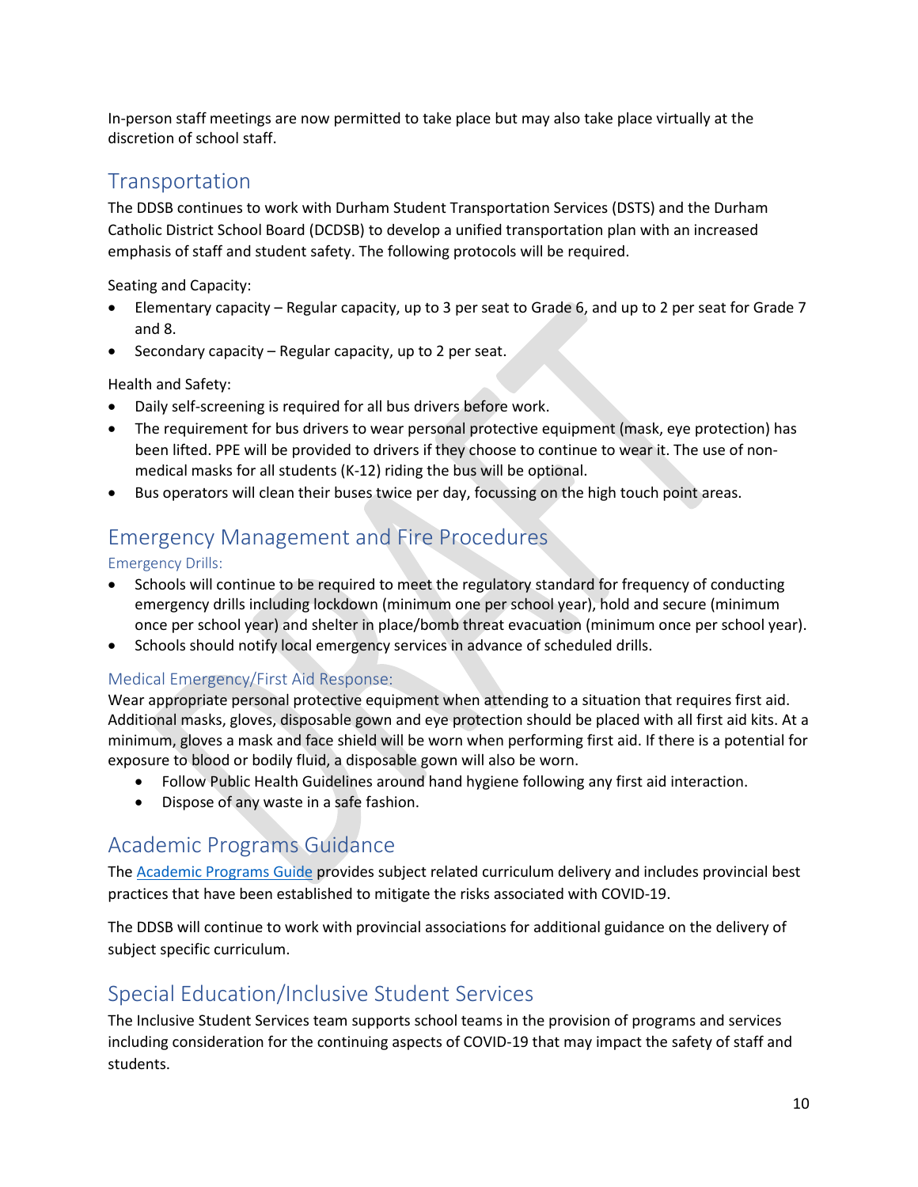In-person staff meetings are now permitted to take place but may also take place virtually at the discretion of school staff.

## Transportation

The DDSB continues to work with Durham Student Transportation Services (DSTS) and the Durham Catholic District School Board (DCDSB) to develop a unified transportation plan with an increased emphasis of staff and student safety. The following protocols will be required.

Seating and Capacity:

- Elementary capacity – Regular capacity, up to 3 per seat to Grade 6, and up to 2 per seat for Grade 7 and 8.
- Secondary capacity – Regular capacity, up to 2 per seat.

Health and Safety:

- Daily self-screening is required for all bus drivers before work.
- The requirement for bus drivers to wear personal protective equipment (mask, eye protection) has been lifted. PPE will be provided to drivers if they choose to continue to wear it. The use of non-medical masks for all students (K-12) riding the bus will be optional.
- Bus operators will clean their buses twice per day, focussing on the high touch point areas.

## Emergency Management and Fire Procedures

### Emergency Drills:

- Schools will continue to be required to meet the regulatory standard for frequency of conducting emergency drills including lockdown (minimum one per school year), hold and secure (minimum once per school year) and shelter in place/bomb threat evacuation (minimum once per school year).
- Schools should notify local emergency services in advance of scheduled drills.

### Medical Emergency/First Aid Response:

Wear appropriate personal protective equipment when attending to a situation that requires first aid. Additional masks, gloves, disposable gown and eye protection should be placed with all first aid kits. At a minimum, gloves a mask and face shield will be worn when performing first aid. If there is a potential for exposure to blood or bodily fluid, a disposable gown will also be worn.

- Follow Public Health Guidelines around hand hygiene following any first aid interaction.
- Dispose of any waste in a safe fashion.

## Academic Programs Guidance

The Academic Programs Guide provides subject related curriculum delivery and includes provincial best practices that have been established to mitigate the risks associated with COVID-19.

The DDSB will continue to work with provincial associations for additional guidance on the delivery of subject specific curriculum.

## Special Education/Inclusive Student Services

The Inclusive Student Services team supports school teams in the provision of programs and services including consideration for the continuing aspects of COVID-19 that may impact the safety of staff and students.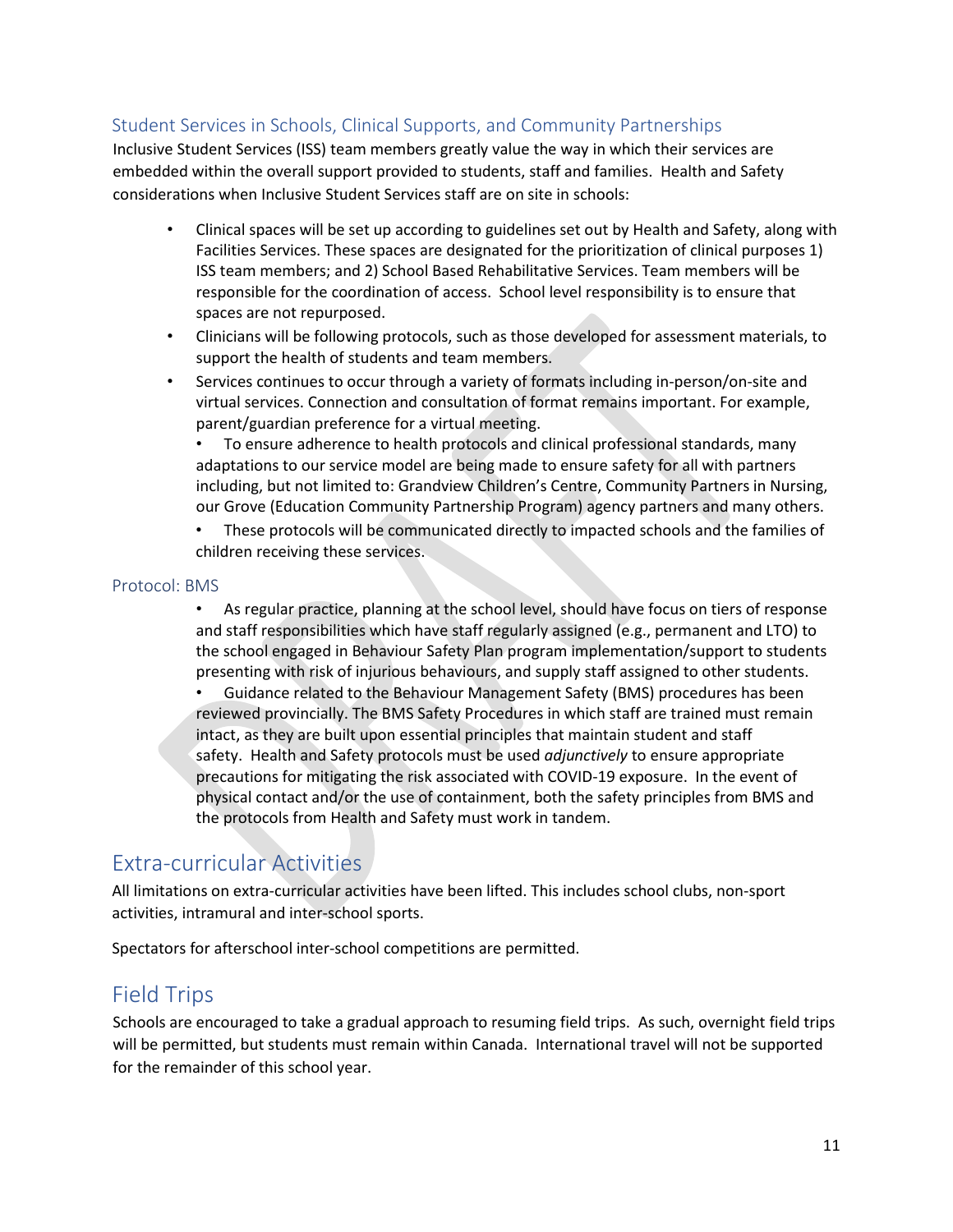### Student Services in Schools, Clinical Supports, and Community Partnerships

Inclusive Student Services (ISS) team members greatly value the way in which their services are embedded within the overall support provided to students, staff and families. Health and Safety considerations when Inclusive Student Services staff are on site in schools:

- Clinical spaces will be set up according to guidelines set out by Health and Safety, along with Facilities Services. These spaces are designated for the prioritization of clinical purposes 1) ISS team members; and 2) School Based Rehabilitative Services. Team members will be responsible for the coordination of access. School level responsibility is to ensure that spaces are not repurposed.
- Clinicians will be following protocols, such as those developed for assessment materials, to support the health of students and team members.
- Services continues to occur through a variety of formats including in-person/on-site and virtual services. Connection and consultation of format remains important. For example, parent/guardian preference for a virtual meeting.
  - To ensure adherence to health protocols and clinical professional standards, many adaptations to our service model are being made to ensure safety for all with partners including, but not limited to: Grandview Children's Centre, Community Partners in Nursing, our Grove (Education Community Partnership Program) agency partners and many others.
  - These protocols will be communicated directly to impacted schools and the families of children receiving these services.

### Protocol: BMS

- As regular practice, planning at the school level, should have focus on tiers of response and staff responsibilities which have staff regularly assigned (e.g., permanent and LTO) to the school engaged in Behaviour Safety Plan program implementation/support to students presenting with risk of injurious behaviours, and supply staff assigned to other students.
- Guidance related to the Behaviour Management Safety (BMS) procedures has been reviewed provincially. The BMS Safety Procedures in which staff are trained must remain intact, as they are built upon essential principles that maintain student and staff safety. Health and Safety protocols must be used *adjunctively* to ensure appropriate precautions for mitigating the risk associated with COVID-19 exposure. In the event of physical contact and/or the use of containment, both the safety principles from BMS and the protocols from Health and Safety must work in tandem.

## Extra-curricular Activities

All limitations on extra-curricular activities have been lifted. This includes school clubs, non-sport activities, intramural and inter-school sports.

Spectators for afterschool inter-school competitions are permitted.

## Field Trips

Schools are encouraged to take a gradual approach to resuming field trips. As such, overnight field trips will be permitted, but students must remain within Canada. International travel will not be supported for the remainder of this school year.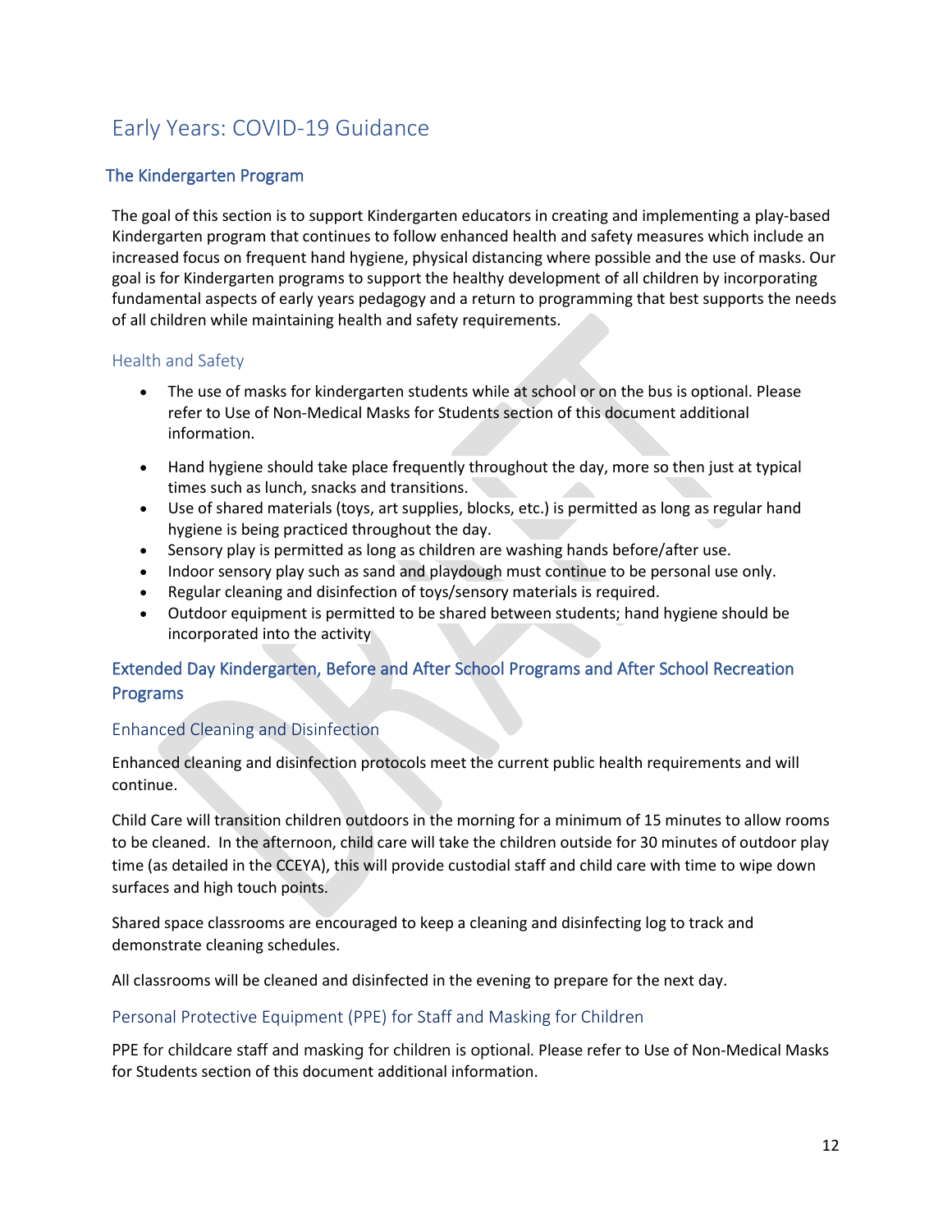# Early Years: COVID-19 Guidance

## The Kindergarten Program

The goal of this section is to support Kindergarten educators in creating and implementing a play-based Kindergarten program that continues to follow enhanced health and safety measures which include an increased focus on frequent hand hygiene, physical distancing where possible and the use of masks. Our goal is for Kindergarten programs to support the healthy development of all children by incorporating fundamental aspects of early years pedagogy and a return to programming that best supports the needs of all children while maintaining health and safety requirements.

### Health and Safety

- The use of masks for kindergarten students while at school or on the bus is optional. Please refer to Use of Non-Medical Masks for Students section of this document additional information.
- Hand hygiene should take place frequently throughout the day, more so then just at typical times such as lunch, snacks and transitions.
- Use of shared materials (toys, art supplies, blocks, etc.) is permitted as long as regular hand hygiene is being practiced throughout the day.
- Sensory play is permitted as long as children are washing hands before/after use.
- Indoor sensory play such as sand and playdough must continue to be personal use only.
- Regular cleaning and disinfection of toys/sensory materials is required.
- Outdoor equipment is permitted to be shared between students; hand hygiene should be incorporated into the activity

## Extended Day Kindergarten, Before and After School Programs and After School Recreation Programs

### Enhanced Cleaning and Disinfection

Enhanced cleaning and disinfection protocols meet the current public health requirements and will continue.

Child Care will transition children outdoors in the morning for a minimum of 15 minutes to allow rooms to be cleaned. In the afternoon, child care will take the children outside for 30 minutes of outdoor play time (as detailed in the CCEYA), this will provide custodial staff and child care with time to wipe down surfaces and high touch points.

Shared space classrooms are encouraged to keep a cleaning and disinfecting log to track and demonstrate cleaning schedules.

All classrooms will be cleaned and disinfected in the evening to prepare for the next day.

### Personal Protective Equipment (PPE) for Staff and Masking for Children

PPE for childcare staff and masking for children is optional. Please refer to Use of Non-Medical Masks for Students section of this document additional information.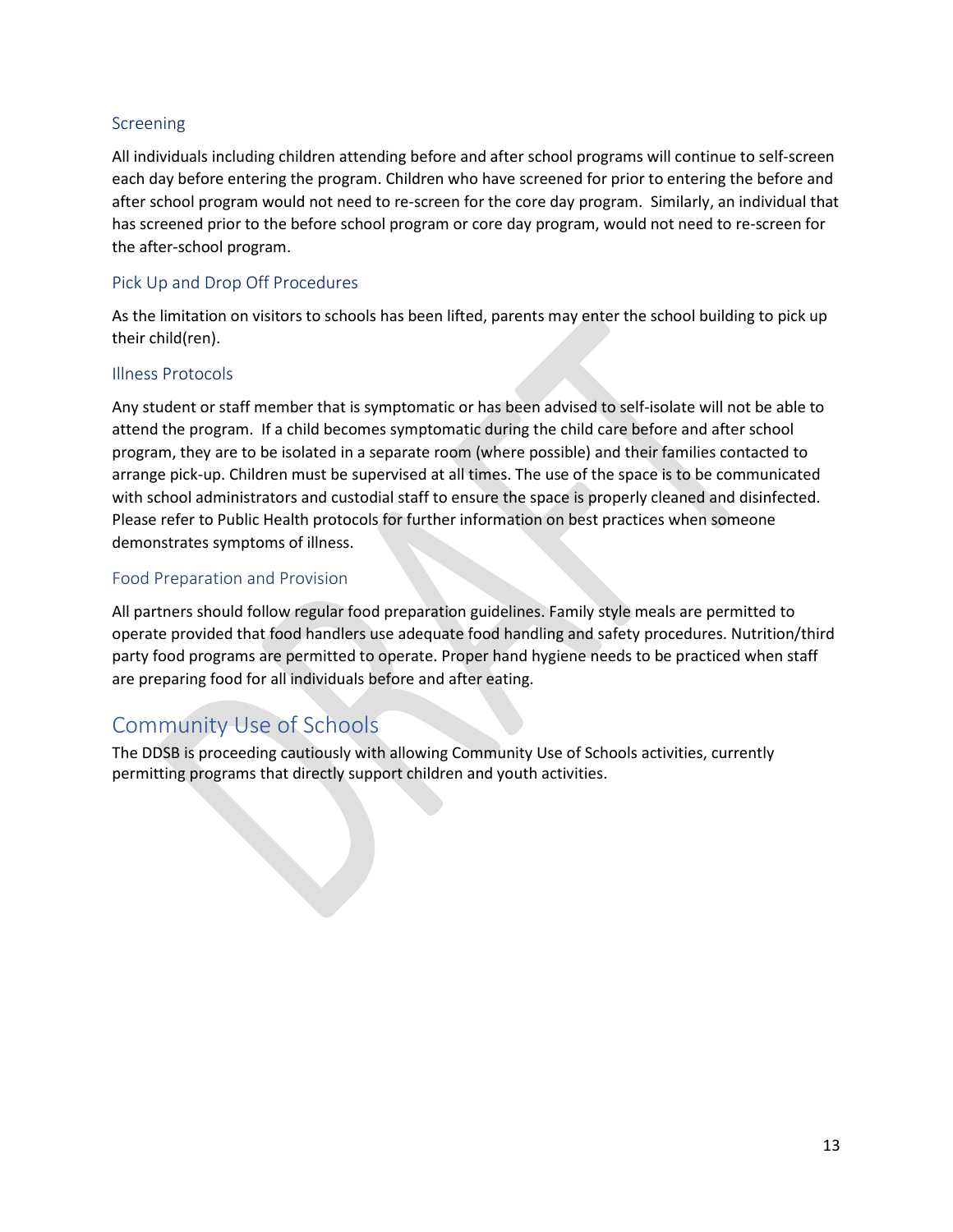### Screening

All individuals including children attending before and after school programs will continue to self-screen each day before entering the program. Children who have screened for prior to entering the before and after school program would not need to re-screen for the core day program. Similarly, an individual that has screened prior to the before school program or core day program, would not need to re-screen for the after-school program.

### Pick Up and Drop Off Procedures

As the limitation on visitors to schools has been lifted, parents may enter the school building to pick up their child(ren).

### Illness Protocols

Any student or staff member that is symptomatic or has been advised to self-isolate will not be able to attend the program. If a child becomes symptomatic during the child care before and after school program, they are to be isolated in a separate room (where possible) and their families contacted to arrange pick-up. Children must be supervised at all times. The use of the space is to be communicated with school administrators and custodial staff to ensure the space is properly cleaned and disinfected. Please refer to Public Health protocols for further information on best practices when someone demonstrates symptoms of illness.

### Food Preparation and Provision

All partners should follow regular food preparation guidelines. Family style meals are permitted to operate provided that food handlers use adequate food handling and safety procedures. Nutrition/third party food programs are permitted to operate. Proper hand hygiene needs to be practiced when staff are preparing food for all individuals before and after eating.

## Community Use of Schools

The DDSB is proceeding cautiously with allowing Community Use of Schools activities, currently permitting programs that directly support children and youth activities.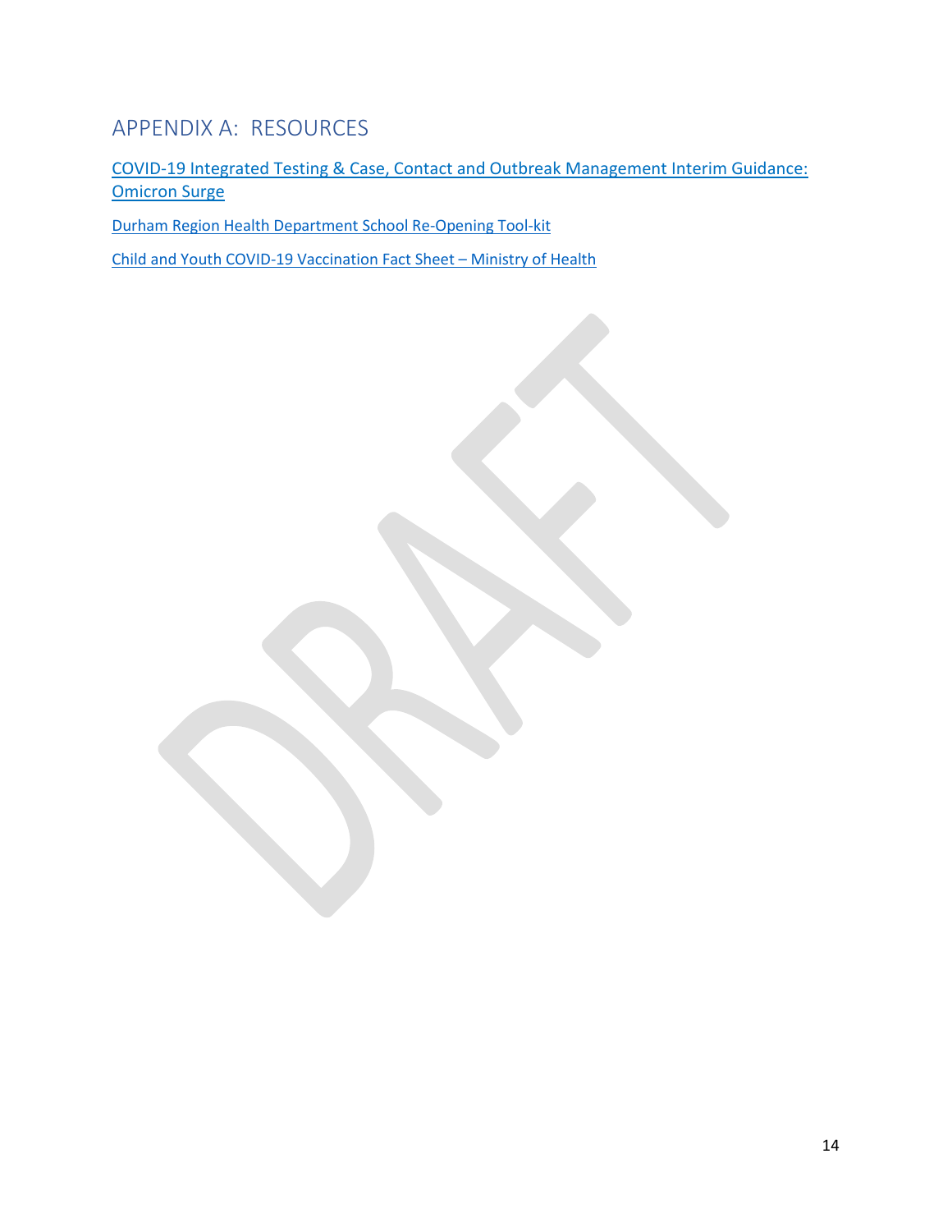## APPENDIX A: RESOURCES

COVID-19 Integrated Testing & Case, Contact and Outbreak Management Interim Guidance: Omicron Surge

Durham Region Health Department School Re-Opening Tool-kit

Child and Youth COVID-19 Vaccination Fact Sheet – Ministry of Health